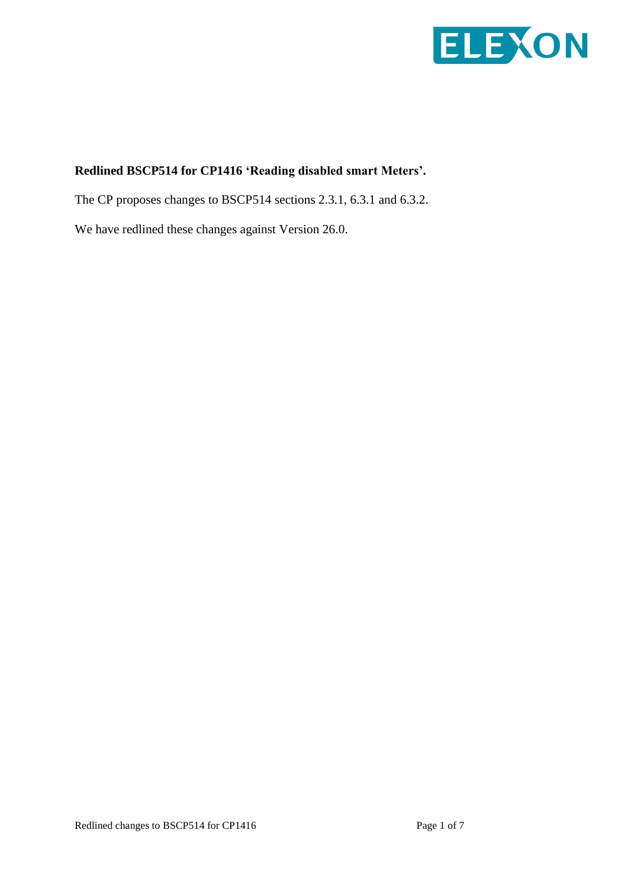**Redlined BSCP514 for CP1416 'Reading disabled smart Meters'.**

The CP proposes changes to BSCP514 sections 2.3.1, 6.3.1 and 6.3.2.

We have redlined these changes against Version 26.0.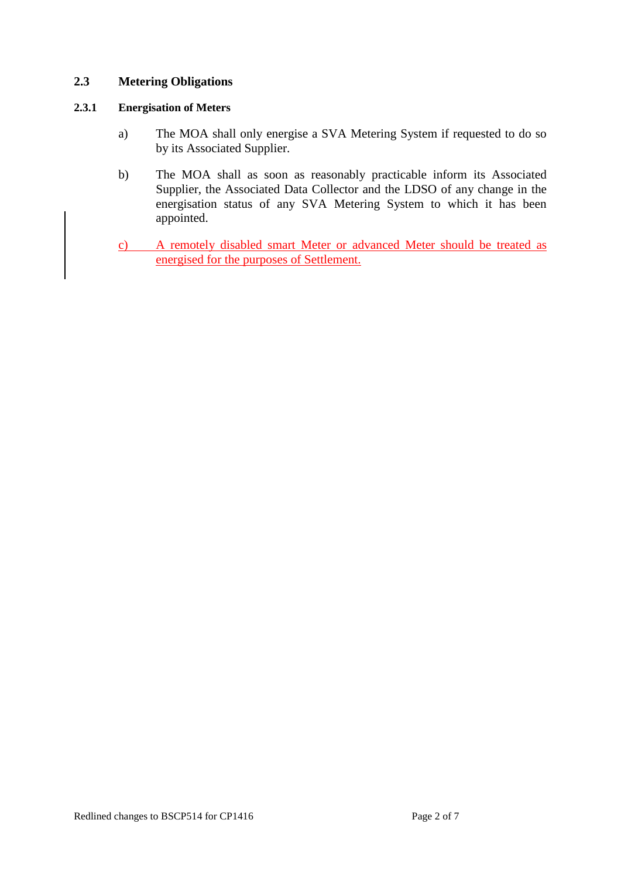## 2.3 Metering Obligations

### 2.3.1 Energisation of Meters

a) The MOA shall only energise a SVA Metering System if requested to do so by its Associated Supplier.

b) The MOA shall as soon as reasonably practicable inform its Associated Supplier, the Associated Data Collector and the LDSO of any change in the energisation status of any SVA Metering System to which it has been appointed.

c) A remotely disabled smart Meter or advanced Meter should be treated as energised for the purposes of Settlement.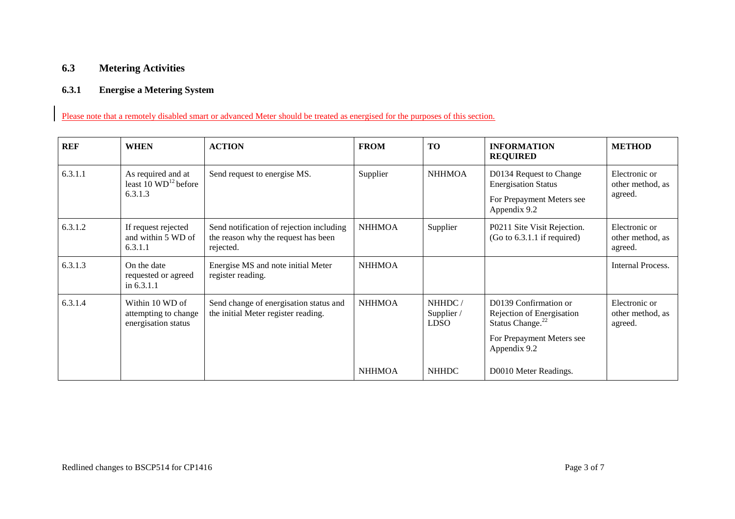## 6.3 Metering Activities

### 6.3.1 Energise a Metering System

Please note that a remotely disabled smart or advanced Meter should be treated as energised for the purposes of this section.

| REF | WHEN | ACTION | FROM | TO | INFORMATION REQUIRED | METHOD |
|---|---|---|---|---|---|---|
| 6.3.1.1 | As required and at least 10 WD[12] before 6.3.1.3 | Send request to energise MS. | Supplier | NHHMOA | D0134 Request to Change Energisation Status<br>For Prepayment Meters see Appendix 9.2 | Electronic or other method, as agreed. |
| 6.3.1.2 | If request rejected and within 5 WD of 6.3.1.1 | Send notification of rejection including the reason why the request has been rejected. | NHHMOA | Supplier | P0211 Site Visit Rejection. (Go to 6.3.1.1 if required) | Electronic or other method, as agreed. |
| 6.3.1.3 | On the date requested or agreed in 6.3.1.1 | Energise MS and note initial Meter register reading. | NHHMOA | | | Internal Process. |
| 6.3.1.4 | Within 10 WD of attempting to change energisation status | Send change of energisation status and the initial Meter register reading. | NHHMOA<br><br>NHHMOA | NHHDC / Supplier / LDSO<br><br>NHHDC | D0139 Confirmation or Rejection of Energisation Status Change.[22]<br>For Prepayment Meters see Appendix 9.2<br><br>D0010 Meter Readings. | Electronic or other method, as agreed. |

Redlined changes to BSCP514 for CP1416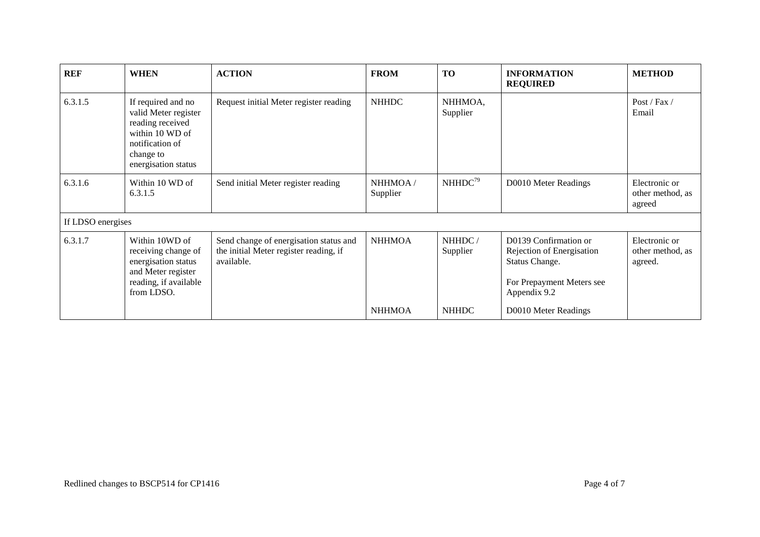| REF | WHEN | ACTION | FROM | TO | INFORMATION REQUIRED | METHOD |
|---|---|---|---|---|---|---|
| 6.3.1.5 | If required and no valid Meter register reading received within 10 WD of notification of change to energisation status | Request initial Meter register reading | NHHDC | NHHMOA, Supplier | | Post / Fax / Email |
| 6.3.1.6 | Within 10 WD of 6.3.1.5 | Send initial Meter register reading | NHHMOA / Supplier | NHHDC[79] | D0010 Meter Readings | Electronic or other method, as agreed |
| If LDSO energises | | | | | | |
| 6.3.1.7 | Within 10WD of receiving change of energisation status and Meter register reading, if available from LDSO. | Send change of energisation status and the initial Meter register reading, if available. | NHHMOA | NHHDC / Supplier | D0139 Confirmation or Rejection of Energisation Status Change.<br><br>For Prepayment Meters see Appendix 9.2 | Electronic or other method, as agreed. |
| | | | NHHMOA | NHHDC | D0010 Meter Readings | |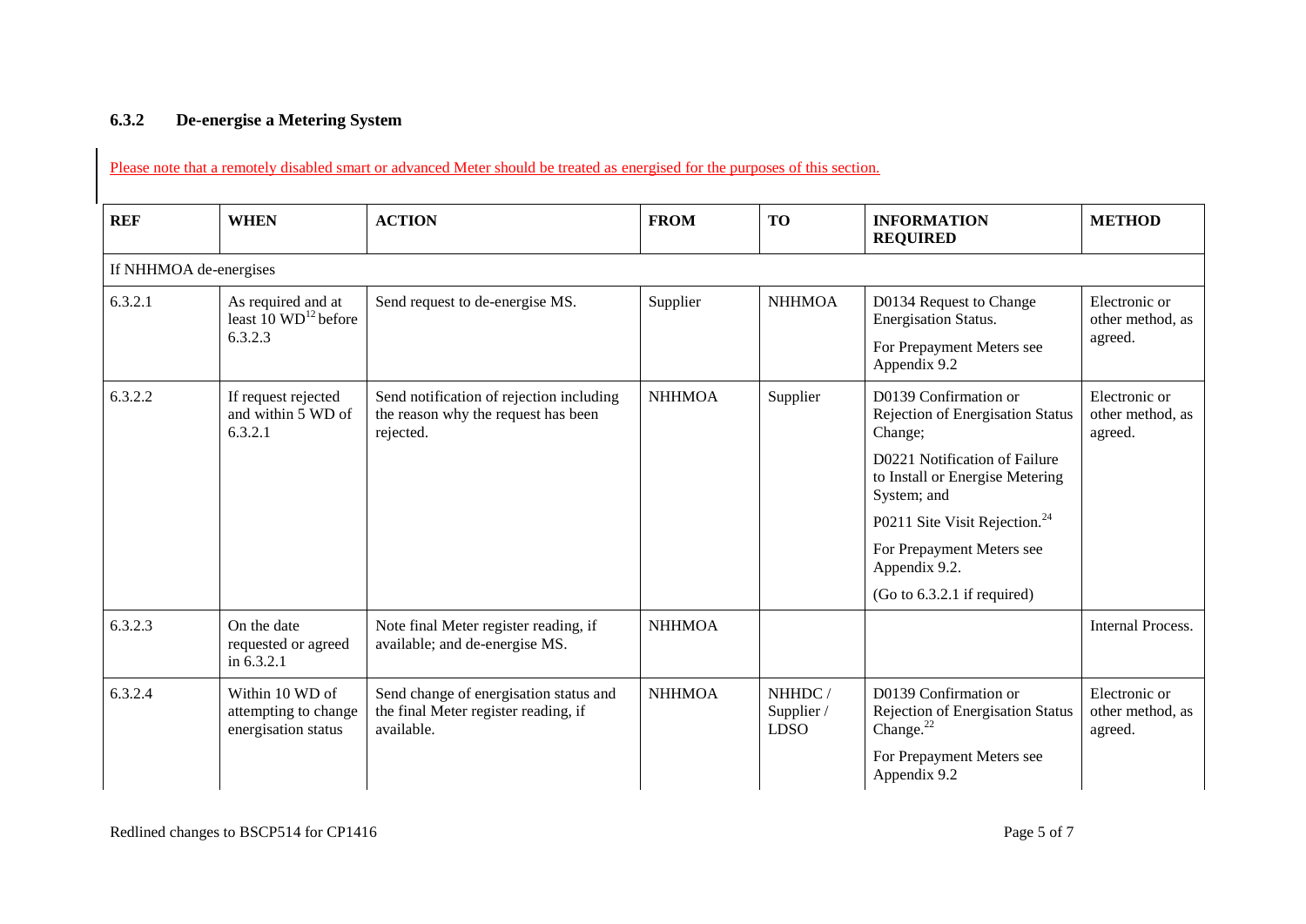### 6.3.2 De-energise a Metering System

Please note that a remotely disabled smart or advanced Meter should be treated as energised for the purposes of this section.

| REF | WHEN | ACTION | FROM | TO | INFORMATION REQUIRED | METHOD |
|---|---|---|---|---|---|---|
| If NHHMOA de-energises | | | | | | |
| 6.3.2.1 | As required and at least 10 WD[12] before 6.3.2.3 | Send request to de-energise MS. | Supplier | NHHMOA | D0134 Request to Change Energisation Status.<br><br>For Prepayment Meters see Appendix 9.2 | Electronic or other method, as agreed. |
| 6.3.2.2 | If request rejected and within 5 WD of 6.3.2.1 | Send notification of rejection including the reason why the request has been rejected. | NHHMOA | Supplier | D0139 Confirmation or Rejection of Energisation Status Change;<br><br>D0221 Notification of Failure to Install or Energise Metering System; and<br><br>P0211 Site Visit Rejection.[24]<br><br>For Prepayment Meters see Appendix 9.2.<br><br>(Go to 6.3.2.1 if required) | Electronic or other method, as agreed. |
| 6.3.2.3 | On the date requested or agreed in 6.3.2.1 | Note final Meter register reading, if available; and de-energise MS. | NHHMOA | | | Internal Process. |
| 6.3.2.4 | Within 10 WD of attempting to change energisation status | Send change of energisation status and the final Meter register reading, if available. | NHHMOA | NHHDC / Supplier / LDSO | D0139 Confirmation or Rejection of Energisation Status Change.[22]<br><br>For Prepayment Meters see Appendix 9.2 | Electronic or other method, as agreed. |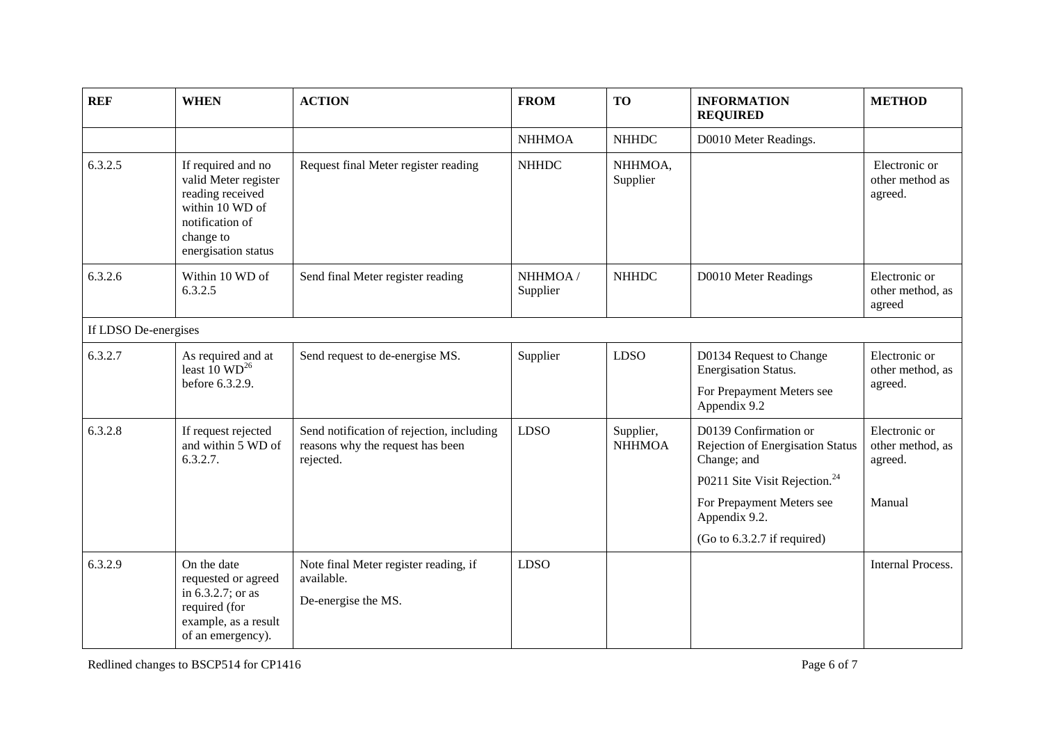| REF | WHEN | ACTION | FROM | TO | INFORMATION REQUIRED | METHOD |
|---|---|---|---|---|---|---|
| | | | NHHMOA | NHHDC | D0010 Meter Readings. | |
| 6.3.2.5 | If required and no valid Meter register reading received within 10 WD of notification of change to energisation status | Request final Meter register reading | NHHDC | NHHMOA, Supplier | | Electronic or other method as agreed. |
| 6.3.2.6 | Within 10 WD of 6.3.2.5 | Send final Meter register reading | NHHMOA / Supplier | NHHDC | D0010 Meter Readings | Electronic or other method, as agreed |
| If LDSO De-energises | | | | | | |
| 6.3.2.7 | As required and at least 10 WD[26] before 6.3.2.9. | Send request to de-energise MS. | Supplier | LDSO | D0134 Request to Change Energisation Status. For Prepayment Meters see Appendix 9.2 | Electronic or other method, as agreed. |
| 6.3.2.8 | If request rejected and within 5 WD of 6.3.2.7. | Send notification of rejection, including reasons why the request has been rejected. | LDSO | Supplier, NHHMOA | D0139 Confirmation or Rejection of Energisation Status Change; and P0211 Site Visit Rejection.[24] For Prepayment Meters see Appendix 9.2. (Go to 6.3.2.7 if required) | Electronic or other method, as agreed. Manual |
| 6.3.2.9 | On the date requested or agreed in 6.3.2.7; or as required (for example, as a result of an emergency). | Note final Meter register reading, if available. De-energise the MS. | LDSO | | | Internal Process. |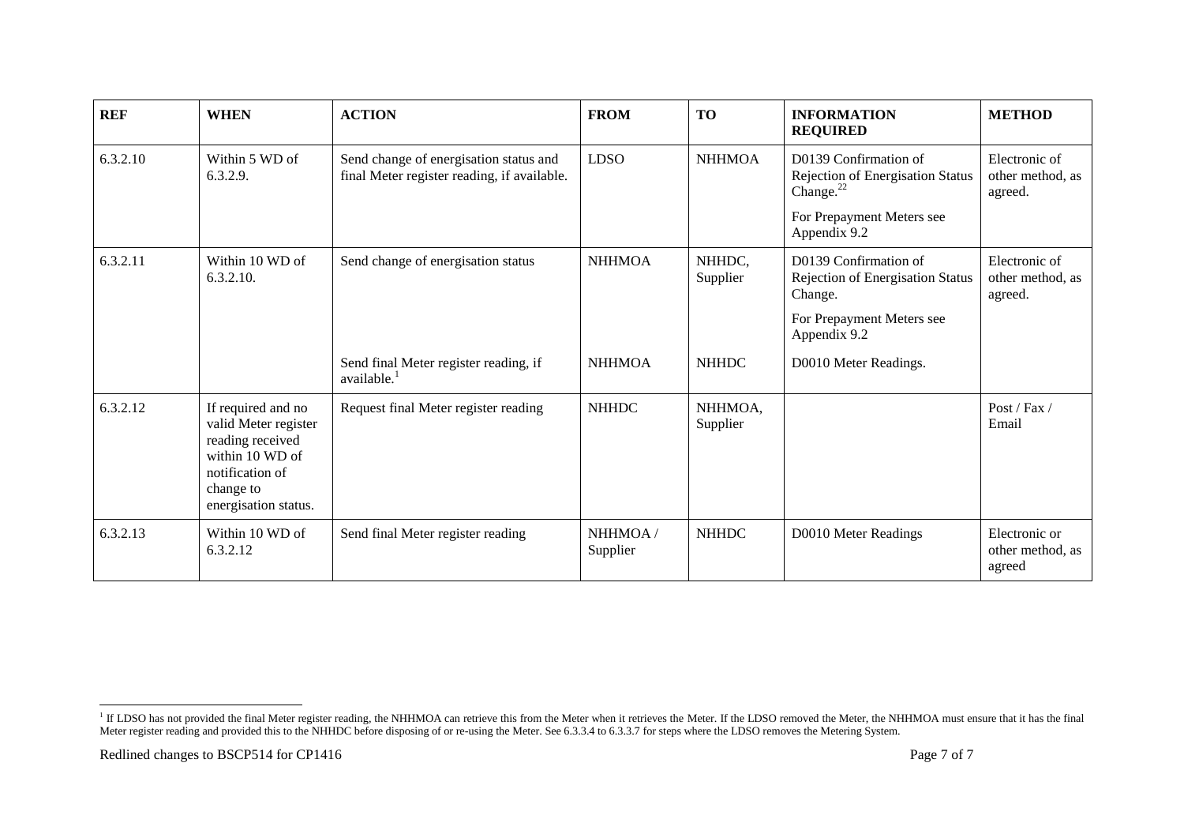| REF | WHEN | ACTION | FROM | TO | INFORMATION REQUIRED | METHOD |
|---|---|---|---|---|---|---|
| 6.3.2.10 | Within 5 WD of 6.3.2.9. | Send change of energisation status and final Meter register reading, if available. | LDSO | NHHMOA | D0139 Confirmation of Rejection of Energisation Status Change.[22]<br><br>For Prepayment Meters see Appendix 9.2 | Electronic of other method, as agreed. |
| 6.3.2.11 | Within 10 WD of 6.3.2.10. | Send change of energisation status | NHHMOA | NHHDC, Supplier | D0139 Confirmation of Rejection of Energisation Status Change.<br><br>For Prepayment Meters see Appendix 9.2 | Electronic of other method, as agreed. |
| | | Send final Meter register reading, if available.[1] | NHHMOA | NHHDC | D0010 Meter Readings. | |
| 6.3.2.12 | If required and no valid Meter register reading received within 10 WD of notification of change to energisation status. | Request final Meter register reading | NHHDC | NHHMOA, Supplier | | Post / Fax / Email |
| 6.3.2.13 | Within 10 WD of 6.3.2.12 | Send final Meter register reading | NHHMOA / Supplier | NHHDC | D0010 Meter Readings | Electronic or other method, as agreed |

[1] If LDSO has not provided the final Meter register reading, the NHHMOA can retrieve this from the Meter when it retrieves the Meter. If the LDSO removed the Meter, the NHHMOA must ensure that it has the final Meter register reading and provided this to the NHHDC before disposing of or re-using the Meter. See 6.3.3.4 to 6.3.3.7 for steps where the LDSO removes the Metering System.